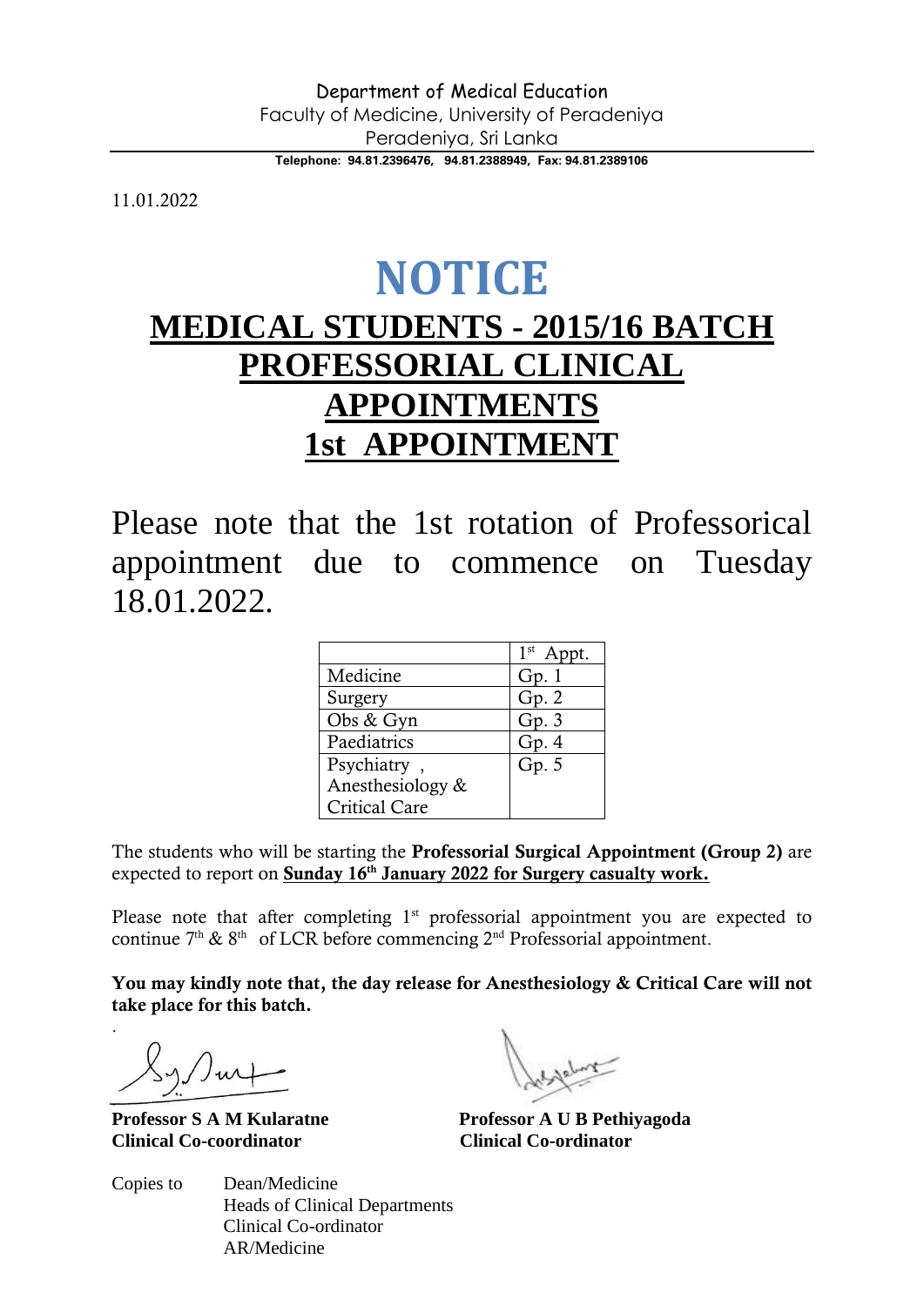Department of Medical Education
Faculty of Medicine, University of Peradeniya
Peradeniya, Sri Lanka

**Telephone: 94.81.2396476, 94.81.2388949, Fax: 94.81.2389106**

11.01.2022

# NOTICE

## MEDICAL STUDENTS - 2015/16 BATCH PROFESSORIAL CLINICAL APPOINTMENTS 1st APPOINTMENT

Please note that the 1st rotation of Professorical appointment due to commence on Tuesday 18.01.2022.

| | 1st Appt. |
|---|---|
| Medicine | Gp. 1 |
| Surgery | Gp. 2 |
| Obs & Gyn | Gp. 3 |
| Paediatrics | Gp. 4 |
| Psychiatry , Anesthesiology & Critical Care | Gp. 5 |

The students who will be starting the **Professorial Surgical Appointment (Group 2)** are expected to report on **Sunday 16th January 2022 for Surgery casualty work.**

Please note that after completing 1st professorial appointment you are expected to continue 7th & 8th of LCR before commencing 2nd Professorial appointment.

**You may kindly note that, the day release for Anesthesiology & Critical Care will not take place for this batch.**

**Professor S A M Kularatne**
**Clinical Co-coordinator**

**Professor A U B Pethiyagoda**
**Clinical Co-ordinator**

Copies to
Dean/Medicine
Heads of Clinical Departments
Clinical Co-ordinator
AR/Medicine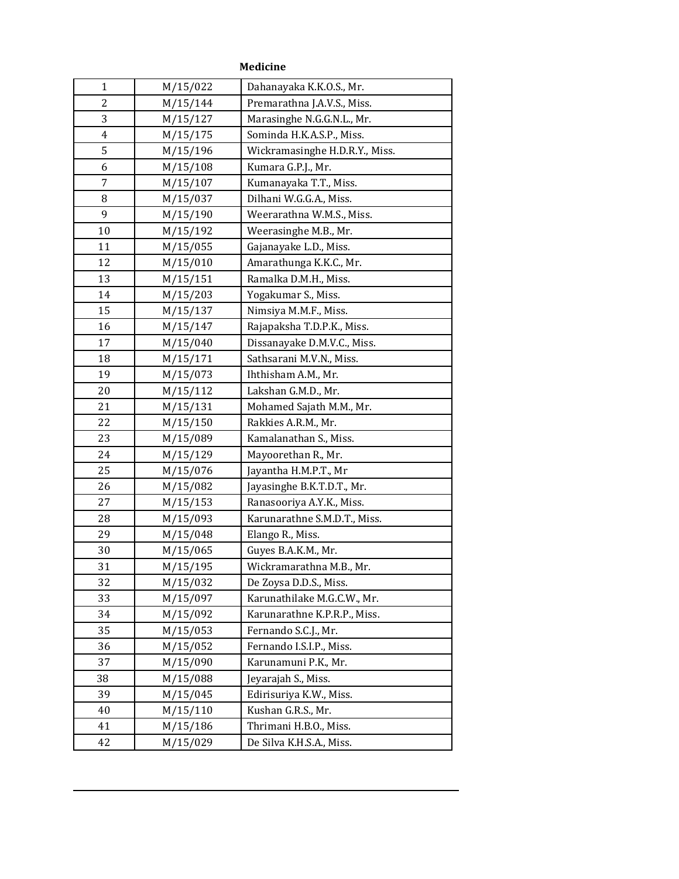**Medicine**

| | | |
|---|---|---|
| 1 | M/15/022 | Dahanayaka K.K.O.S., Mr. |
| 2 | M/15/144 | Premarathna J.A.V.S., Miss. |
| 3 | M/15/127 | Marasinghe N.G.G.N.L., Mr. |
| 4 | M/15/175 | Sominda H.K.A.S.P., Miss. |
| 5 | M/15/196 | Wickramasinghe H.D.R.Y., Miss. |
| 6 | M/15/108 | Kumara G.P.J., Mr. |
| 7 | M/15/107 | Kumanayaka T.T., Miss. |
| 8 | M/15/037 | Dilhani W.G.G.A., Miss. |
| 9 | M/15/190 | Weerarathna W.M.S., Miss. |
| 10 | M/15/192 | Weerasinghe M.B., Mr. |
| 11 | M/15/055 | Gajanayake L.D., Miss. |
| 12 | M/15/010 | Amarathunga K.K.C., Mr. |
| 13 | M/15/151 | Ramalka D.M.H., Miss. |
| 14 | M/15/203 | Yogakumar S., Miss. |
| 15 | M/15/137 | Nimsiya M.M.F., Miss. |
| 16 | M/15/147 | Rajapaksha T.D.P.K., Miss. |
| 17 | M/15/040 | Dissanayake D.M.V.C., Miss. |
| 18 | M/15/171 | Sathsarani M.V.N., Miss. |
| 19 | M/15/073 | Ihthisham A.M., Mr. |
| 20 | M/15/112 | Lakshan G.M.D., Mr. |
| 21 | M/15/131 | Mohamed Sajath M.M., Mr. |
| 22 | M/15/150 | Rakkies A.R.M., Mr. |
| 23 | M/15/089 | Kamalanathan S., Miss. |
| 24 | M/15/129 | Mayoorethan R., Mr. |
| 25 | M/15/076 | Jayantha H.M.P.T., Mr |
| 26 | M/15/082 | Jayasinghe B.K.T.D.T., Mr. |
| 27 | M/15/153 | Ranasooriya A.Y.K., Miss. |
| 28 | M/15/093 | Karunarathne S.M.D.T., Miss. |
| 29 | M/15/048 | Elango R., Miss. |
| 30 | M/15/065 | Guyes B.A.K.M., Mr. |
| 31 | M/15/195 | Wickramarathna M.B., Mr. |
| 32 | M/15/032 | De Zoysa D.D.S., Miss. |
| 33 | M/15/097 | Karunathilake M.G.C.W., Mr. |
| 34 | M/15/092 | Karunarathne K.P.R.P., Miss. |
| 35 | M/15/053 | Fernando S.C.J., Mr. |
| 36 | M/15/052 | Fernando I.S.I.P., Miss. |
| 37 | M/15/090 | Karunamuni P.K., Mr. |
| 38 | M/15/088 | Jeyarajah S., Miss. |
| 39 | M/15/045 | Edirisuriya K.W., Miss. |
| 40 | M/15/110 | Kushan G.R.S., Mr. |
| 41 | M/15/186 | Thrimani H.B.O., Miss. |
| 42 | M/15/029 | De Silva K.H.S.A., Miss. |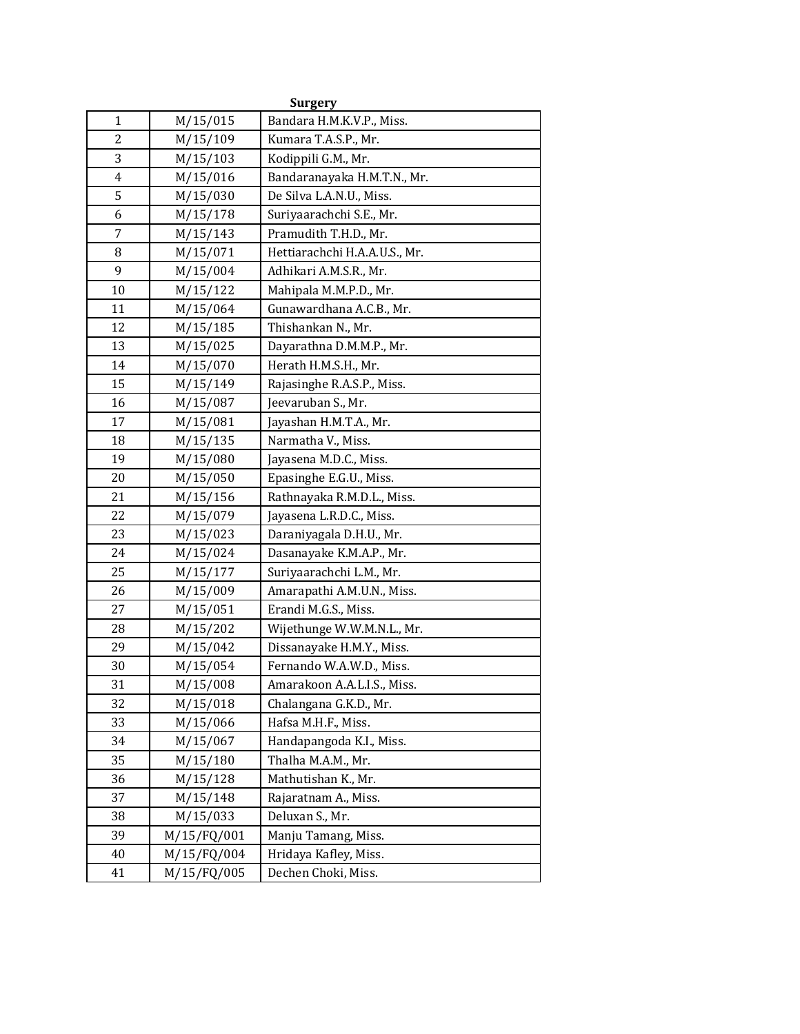**Surgery**

| | | |
|---|---|---|
| 1 | M/15/015 | Bandara H.M.K.V.P., Miss. |
| 2 | M/15/109 | Kumara T.A.S.P., Mr. |
| 3 | M/15/103 | Kodippili G.M., Mr. |
| 4 | M/15/016 | Bandaranayaka H.M.T.N., Mr. |
| 5 | M/15/030 | De Silva L.A.N.U., Miss. |
| 6 | M/15/178 | Suriyaarachchi S.E., Mr. |
| 7 | M/15/143 | Pramudith T.H.D., Mr. |
| 8 | M/15/071 | Hettiarachchi H.A.A.U.S., Mr. |
| 9 | M/15/004 | Adhikari A.M.S.R., Mr. |
| 10 | M/15/122 | Mahipala M.M.P.D., Mr. |
| 11 | M/15/064 | Gunawardhana A.C.B., Mr. |
| 12 | M/15/185 | Thishankan N., Mr. |
| 13 | M/15/025 | Dayarathna D.M.M.P., Mr. |
| 14 | M/15/070 | Herath H.M.S.H., Mr. |
| 15 | M/15/149 | Rajasinghe R.A.S.P., Miss. |
| 16 | M/15/087 | Jeevaruban S., Mr. |
| 17 | M/15/081 | Jayashan H.M.T.A., Mr. |
| 18 | M/15/135 | Narmatha V., Miss. |
| 19 | M/15/080 | Jayasena M.D.C., Miss. |
| 20 | M/15/050 | Epasinghe E.G.U., Miss. |
| 21 | M/15/156 | Rathnayaka R.M.D.L., Miss. |
| 22 | M/15/079 | Jayasena L.R.D.C., Miss. |
| 23 | M/15/023 | Daraniyagala D.H.U., Mr. |
| 24 | M/15/024 | Dasanayake K.M.A.P., Mr. |
| 25 | M/15/177 | Suriyaarachchi L.M., Mr. |
| 26 | M/15/009 | Amarapathi A.M.U.N., Miss. |
| 27 | M/15/051 | Erandi M.G.S., Miss. |
| 28 | M/15/202 | Wijethunge W.W.M.N.L., Mr. |
| 29 | M/15/042 | Dissanayake H.M.Y., Miss. |
| 30 | M/15/054 | Fernando W.A.W.D., Miss. |
| 31 | M/15/008 | Amarakoon A.A.L.I.S., Miss. |
| 32 | M/15/018 | Chalangana G.K.D., Mr. |
| 33 | M/15/066 | Hafsa M.H.F., Miss. |
| 34 | M/15/067 | Handapangoda K.I., Miss. |
| 35 | M/15/180 | Thalha M.A.M., Mr. |
| 36 | M/15/128 | Mathutishan K., Mr. |
| 37 | M/15/148 | Rajaratnam A., Miss. |
| 38 | M/15/033 | Deluxan S., Mr. |
| 39 | M/15/FQ/001 | Manju Tamang, Miss. |
| 40 | M/15/FQ/004 | Hridaya Kafley, Miss. |
| 41 | M/15/FQ/005 | Dechen Choki, Miss. |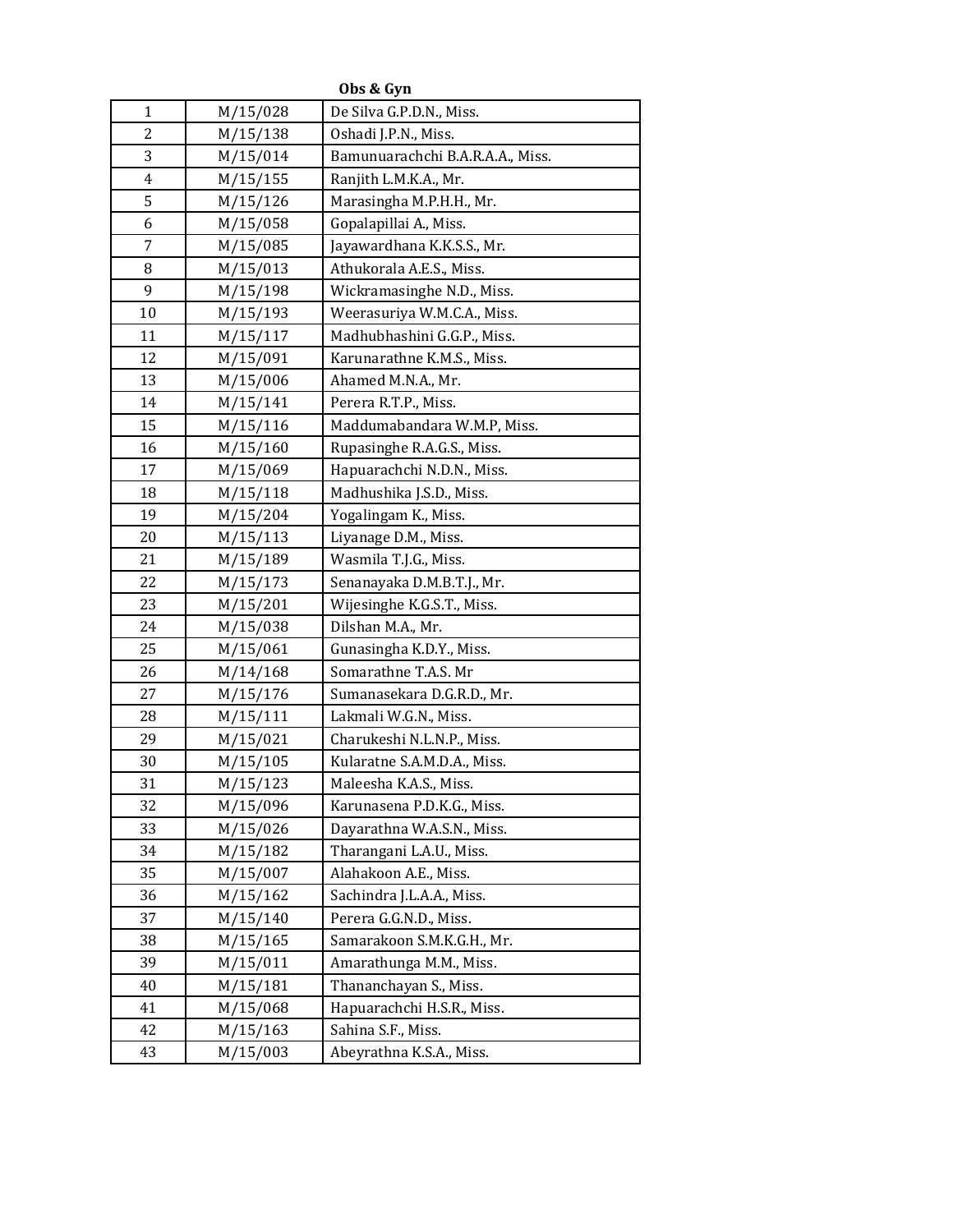**Obs & Gyn**

| | | |
|---|---|---|
| 1 | M/15/028 | De Silva G.P.D.N., Miss. |
| 2 | M/15/138 | Oshadi J.P.N., Miss. |
| 3 | M/15/014 | Bamunuarachchi B.A.R.A.A., Miss. |
| 4 | M/15/155 | Ranjith L.M.K.A., Mr. |
| 5 | M/15/126 | Marasingha M.P.H.H., Mr. |
| 6 | M/15/058 | Gopalapillai A., Miss. |
| 7 | M/15/085 | Jayawardhana K.K.S.S., Mr. |
| 8 | M/15/013 | Athukorala A.E.S., Miss. |
| 9 | M/15/198 | Wickramasinghe N.D., Miss. |
| 10 | M/15/193 | Weerasuriya W.M.C.A., Miss. |
| 11 | M/15/117 | Madhubhashini G.G.P., Miss. |
| 12 | M/15/091 | Karunarathne K.M.S., Miss. |
| 13 | M/15/006 | Ahamed M.N.A., Mr. |
| 14 | M/15/141 | Perera R.T.P., Miss. |
| 15 | M/15/116 | Maddumabandara W.M.P, Miss. |
| 16 | M/15/160 | Rupasinghe R.A.G.S., Miss. |
| 17 | M/15/069 | Hapuarachchi N.D.N., Miss. |
| 18 | M/15/118 | Madhushika J.S.D., Miss. |
| 19 | M/15/204 | Yogalingam K., Miss. |
| 20 | M/15/113 | Liyanage D.M., Miss. |
| 21 | M/15/189 | Wasmila T.J.G., Miss. |
| 22 | M/15/173 | Senanayaka D.M.B.T.J., Mr. |
| 23 | M/15/201 | Wijesinghe K.G.S.T., Miss. |
| 24 | M/15/038 | Dilshan M.A., Mr. |
| 25 | M/15/061 | Gunasingha K.D.Y., Miss. |
| 26 | M/14/168 | Somarathne T.A.S. Mr |
| 27 | M/15/176 | Sumanasekara D.G.R.D., Mr. |
| 28 | M/15/111 | Lakmali W.G.N., Miss. |
| 29 | M/15/021 | Charukeshi N.L.N.P., Miss. |
| 30 | M/15/105 | Kularatne S.A.M.D.A., Miss. |
| 31 | M/15/123 | Maleesha K.A.S., Miss. |
| 32 | M/15/096 | Karunasena P.D.K.G., Miss. |
| 33 | M/15/026 | Dayarathna W.A.S.N., Miss. |
| 34 | M/15/182 | Tharangani L.A.U., Miss. |
| 35 | M/15/007 | Alahakoon A.E., Miss. |
| 36 | M/15/162 | Sachindra J.L.A.A., Miss. |
| 37 | M/15/140 | Perera G.G.N.D., Miss. |
| 38 | M/15/165 | Samarakoon S.M.K.G.H., Mr. |
| 39 | M/15/011 | Amarathunga M.M., Miss. |
| 40 | M/15/181 | Thananchayan S., Miss. |
| 41 | M/15/068 | Hapuarachchi H.S.R., Miss. |
| 42 | M/15/163 | Sahina S.F., Miss. |
| 43 | M/15/003 | Abeyrathna K.S.A., Miss. |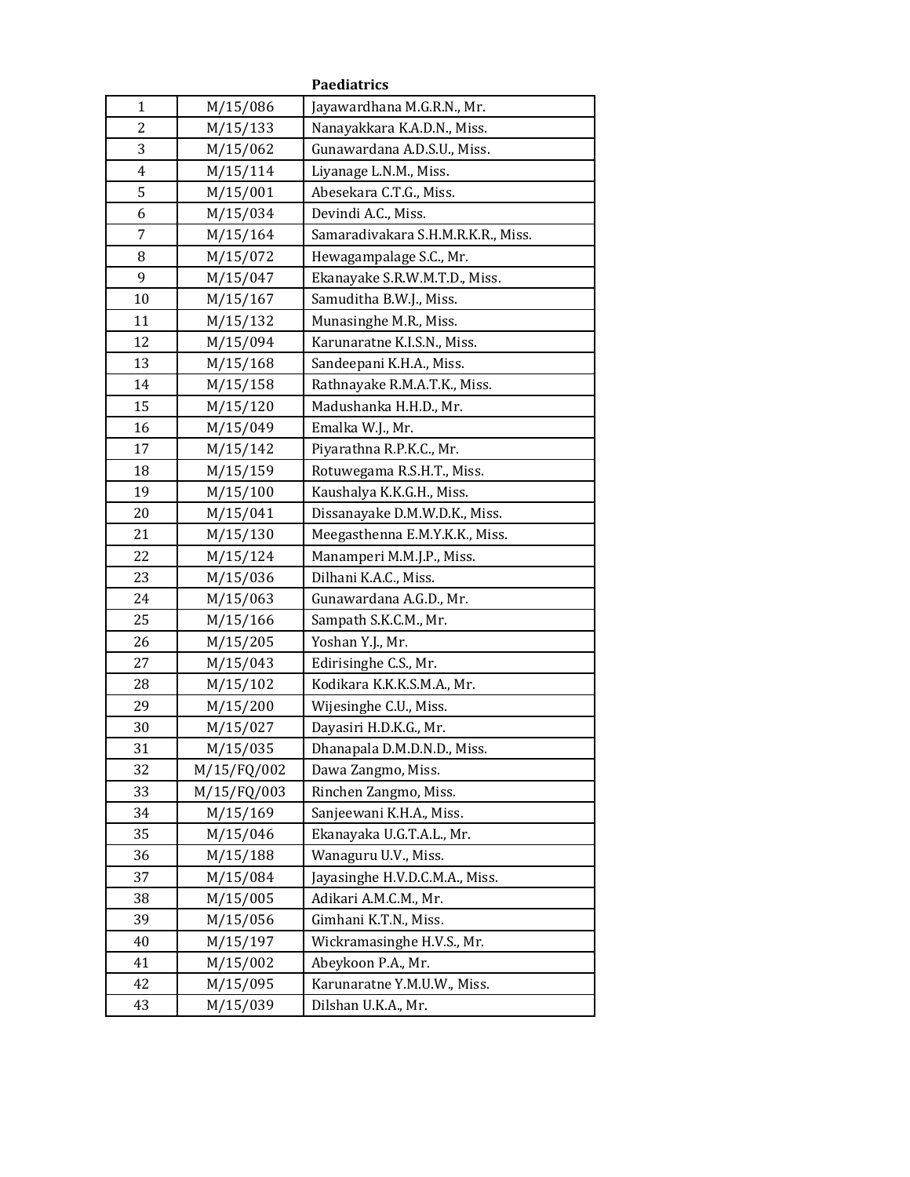**Paediatrics**

| | | |
|---|---|---|
| 1 | M/15/086 | Jayawardhana M.G.R.N., Mr. |
| 2 | M/15/133 | Nanayakkara K.A.D.N., Miss. |
| 3 | M/15/062 | Gunawardana A.D.S.U., Miss. |
| 4 | M/15/114 | Liyanage L.N.M., Miss. |
| 5 | M/15/001 | Abesekara C.T.G., Miss. |
| 6 | M/15/034 | Devindi A.C., Miss. |
| 7 | M/15/164 | Samaradivakara S.H.M.R.K.R., Miss. |
| 8 | M/15/072 | Hewagampalage S.C., Mr. |
| 9 | M/15/047 | Ekanayake S.R.W.M.T.D., Miss. |
| 10 | M/15/167 | Samuditha B.W.J., Miss. |
| 11 | M/15/132 | Munasinghe M.R., Miss. |
| 12 | M/15/094 | Karunaratne K.I.S.N., Miss. |
| 13 | M/15/168 | Sandeepani K.H.A., Miss. |
| 14 | M/15/158 | Rathnayake R.M.A.T.K., Miss. |
| 15 | M/15/120 | Madushanka H.H.D., Mr. |
| 16 | M/15/049 | Emalka W.J., Mr. |
| 17 | M/15/142 | Piyarathna R.P.K.C., Mr. |
| 18 | M/15/159 | Rotuwegama R.S.H.T., Miss. |
| 19 | M/15/100 | Kaushalya K.K.G.H., Miss. |
| 20 | M/15/041 | Dissanayake D.M.W.D.K., Miss. |
| 21 | M/15/130 | Meegasthenna E.M.Y.K.K., Miss. |
| 22 | M/15/124 | Manamperi M.M.J.P., Miss. |
| 23 | M/15/036 | Dilhani K.A.C., Miss. |
| 24 | M/15/063 | Gunawardana A.G.D., Mr. |
| 25 | M/15/166 | Sampath S.K.C.M., Mr. |
| 26 | M/15/205 | Yoshan Y.J., Mr. |
| 27 | M/15/043 | Edirisinghe C.S., Mr. |
| 28 | M/15/102 | Kodikara K.K.K.S.M.A., Mr. |
| 29 | M/15/200 | Wijesinghe C.U., Miss. |
| 30 | M/15/027 | Dayasiri H.D.K.G., Mr. |
| 31 | M/15/035 | Dhanapala D.M.D.N.D., Miss. |
| 32 | M/15/FQ/002 | Dawa Zangmo, Miss. |
| 33 | M/15/FQ/003 | Rinchen Zangmo, Miss. |
| 34 | M/15/169 | Sanjeewani K.H.A., Miss. |
| 35 | M/15/046 | Ekanayaka U.G.T.A.L., Mr. |
| 36 | M/15/188 | Wanaguru U.V., Miss. |
| 37 | M/15/084 | Jayasinghe H.V.D.C.M.A., Miss. |
| 38 | M/15/005 | Adikari A.M.C.M., Mr. |
| 39 | M/15/056 | Gimhani K.T.N., Miss. |
| 40 | M/15/197 | Wickramasinghe H.V.S., Mr. |
| 41 | M/15/002 | Abeykoon P.A., Mr. |
| 42 | M/15/095 | Karunaratne Y.M.U.W., Miss. |
| 43 | M/15/039 | Dilshan U.K.A., Mr. |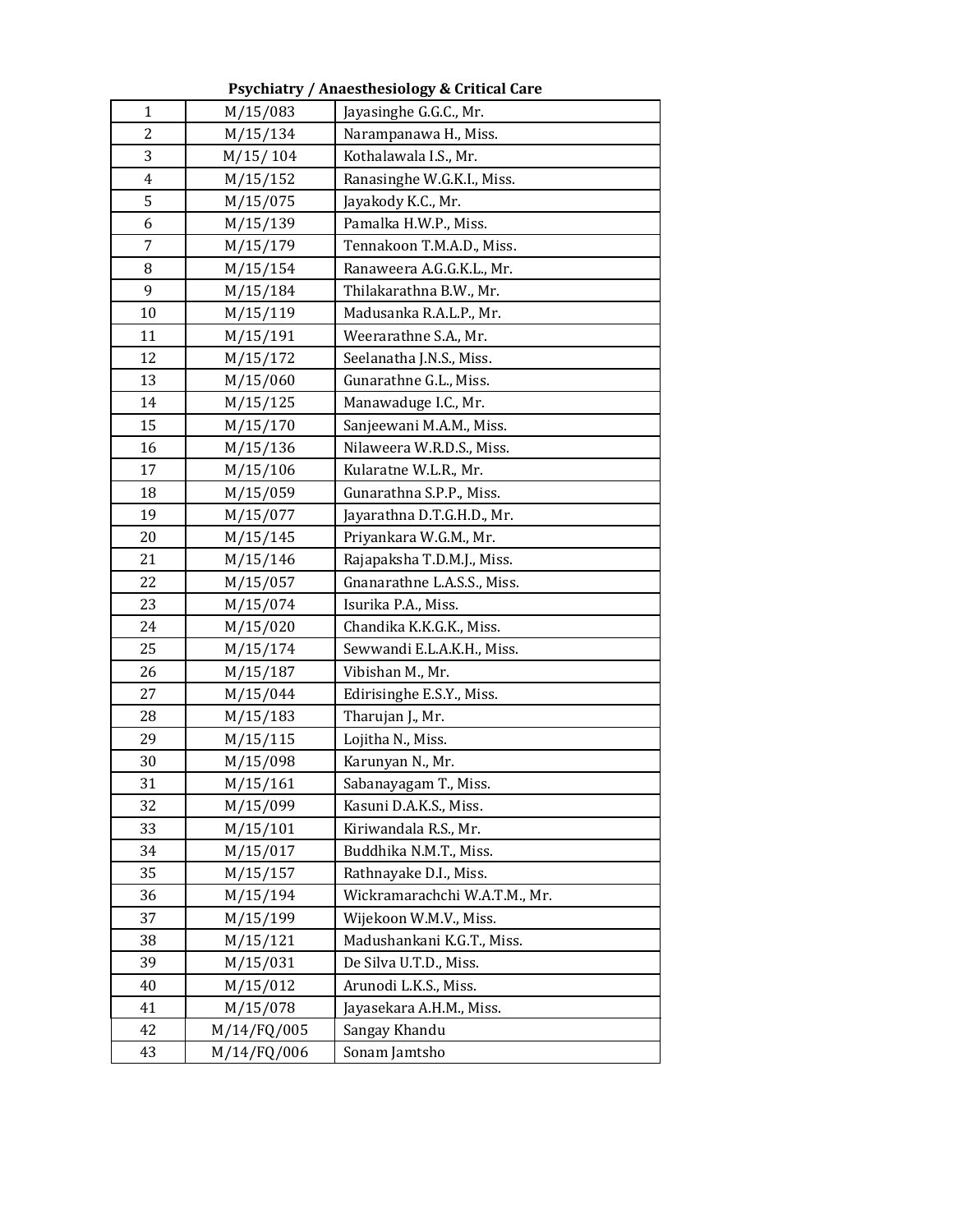**Psychiatry / Anaesthesiology & Critical Care**

| | | |
|---|---|---|
| 1 | M/15/083 | Jayasinghe G.G.C., Mr. |
| 2 | M/15/134 | Narampanawa H., Miss. |
| 3 | M/15/ 104 | Kothalawala I.S., Mr. |
| 4 | M/15/152 | Ranasinghe W.G.K.I., Miss. |
| 5 | M/15/075 | Jayakody K.C., Mr. |
| 6 | M/15/139 | Pamalka H.W.P., Miss. |
| 7 | M/15/179 | Tennakoon T.M.A.D., Miss. |
| 8 | M/15/154 | Ranaweera A.G.G.K.L., Mr. |
| 9 | M/15/184 | Thilakarathna B.W., Mr. |
| 10 | M/15/119 | Madusanka R.A.L.P., Mr. |
| 11 | M/15/191 | Weerarathne S.A., Mr. |
| 12 | M/15/172 | Seelanatha J.N.S., Miss. |
| 13 | M/15/060 | Gunarathne G.L., Miss. |
| 14 | M/15/125 | Manawaduge I.C., Mr. |
| 15 | M/15/170 | Sanjeewani M.A.M., Miss. |
| 16 | M/15/136 | Nilaweera W.R.D.S., Miss. |
| 17 | M/15/106 | Kularatne W.L.R., Mr. |
| 18 | M/15/059 | Gunarathna S.P.P., Miss. |
| 19 | M/15/077 | Jayarathna D.T.G.H.D., Mr. |
| 20 | M/15/145 | Priyankara W.G.M., Mr. |
| 21 | M/15/146 | Rajapaksha T.D.M.J., Miss. |
| 22 | M/15/057 | Gnanarathne L.A.S.S., Miss. |
| 23 | M/15/074 | Isurika P.A., Miss. |
| 24 | M/15/020 | Chandika K.K.G.K., Miss. |
| 25 | M/15/174 | Sewwandi E.L.A.K.H., Miss. |
| 26 | M/15/187 | Vibishan M., Mr. |
| 27 | M/15/044 | Edirisinghe E.S.Y., Miss. |
| 28 | M/15/183 | Tharujan J., Mr. |
| 29 | M/15/115 | Lojitha N., Miss. |
| 30 | M/15/098 | Karunyan N., Mr. |
| 31 | M/15/161 | Sabanayagam T., Miss. |
| 32 | M/15/099 | Kasuni D.A.K.S., Miss. |
| 33 | M/15/101 | Kiriwandala R.S., Mr. |
| 34 | M/15/017 | Buddhika N.M.T., Miss. |
| 35 | M/15/157 | Rathnayake D.I., Miss. |
| 36 | M/15/194 | Wickramarachchi W.A.T.M., Mr. |
| 37 | M/15/199 | Wijekoon W.M.V., Miss. |
| 38 | M/15/121 | Madushankani K.G.T., Miss. |
| 39 | M/15/031 | De Silva U.T.D., Miss. |
| 40 | M/15/012 | Arunodi L.K.S., Miss. |
| 41 | M/15/078 | Jayasekara A.H.M., Miss. |
| 42 | M/14/FQ/005 | Sangay Khandu |
| 43 | M/14/FQ/006 | Sonam Jamtsho |